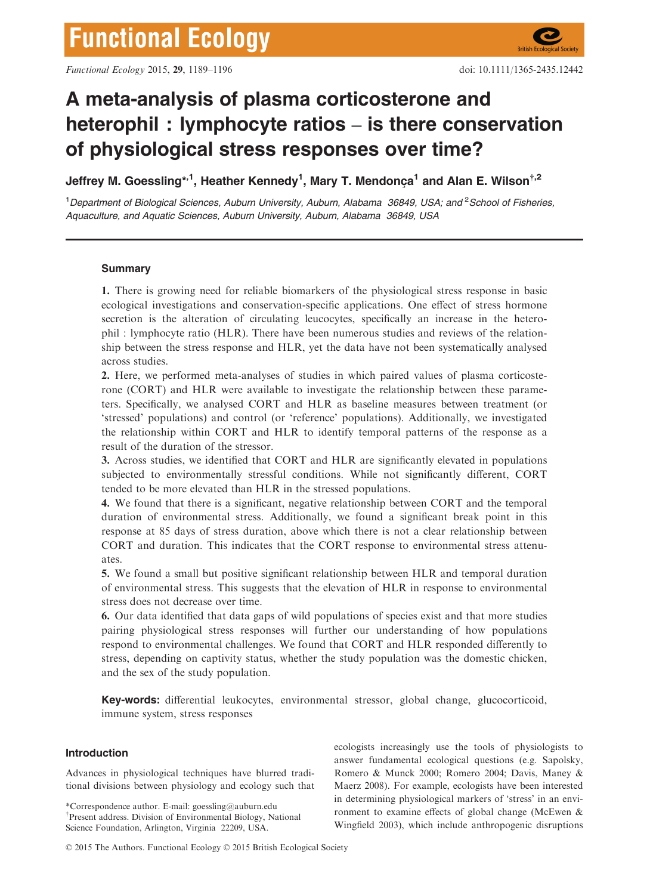# A meta-analysis of plasma corticosterone and heterophil : lymphocyte ratios – is there conservation of physiological stress responses over time?

**Jeffrey M. Goessling*[,1], Heather Kennedy[1], Mary T. Mendonça[1] and Alan E. Wilson[†,2]**

[1]Department of Biological Sciences, Auburn University, Auburn, Alabama 36849, USA; and [2]School of Fisheries, Aquaculture, and Aquatic Sciences, Auburn University, Auburn, Alabama 36849, USA

## Summary

**1.** There is growing need for reliable biomarkers of the physiological stress response in basic ecological investigations and conservation-specific applications. One effect of stress hormone secretion is the alteration of circulating leucocytes, specifically an increase in the heterophil : lymphocyte ratio (HLR). There have been numerous studies and reviews of the relationship between the stress response and HLR, yet the data have not been systematically analysed across studies.

**2.** Here, we performed meta-analyses of studies in which paired values of plasma corticosterone (CORT) and HLR were available to investigate the relationship between these parameters. Specifically, we analysed CORT and HLR as baseline measures between treatment (or 'stressed' populations) and control (or 'reference' populations). Additionally, we investigated the relationship within CORT and HLR to identify temporal patterns of the response as a result of the duration of the stressor.

**3.** Across studies, we identified that CORT and HLR are significantly elevated in populations subjected to environmentally stressful conditions. While not significantly different, CORT tended to be more elevated than HLR in the stressed populations.

**4.** We found that there is a significant, negative relationship between CORT and the temporal duration of environmental stress. Additionally, we found a significant break point in this response at 85 days of stress duration, above which there is not a clear relationship between CORT and duration. This indicates that the CORT response to environmental stress attenuates.

**5.** We found a small but positive significant relationship between HLR and temporal duration of environmental stress. This suggests that the elevation of HLR in response to environmental stress does not decrease over time.

**6.** Our data identified that data gaps of wild populations of species exist and that more studies pairing physiological stress responses will further our understanding of how populations respond to environmental challenges. We found that CORT and HLR responded differently to stress, depending on captivity status, whether the study population was the domestic chicken, and the sex of the study population.

**Key-words:** differential leukocytes, environmental stressor, global change, glucocorticoid, immune system, stress responses

## Introduction

Advances in physiological techniques have blurred traditional divisions between physiology and ecology such that ecologists increasingly use the tools of physiologists to answer fundamental ecological questions (e.g. Sapolsky, Romero & Munck 2000; Romero 2004; Davis, Maney & Maerz 2008). For example, ecologists have been interested in determining physiological markers of 'stress' in an environment to examine effects of global change (McEwen & Wingfield 2003), which include anthropogenic disruptions

*Correspondence author. E-mail: goessling@auburn.edu
†Present address. Division of Environmental Biology, National Science Foundation, Arlington, Virginia 22209, USA.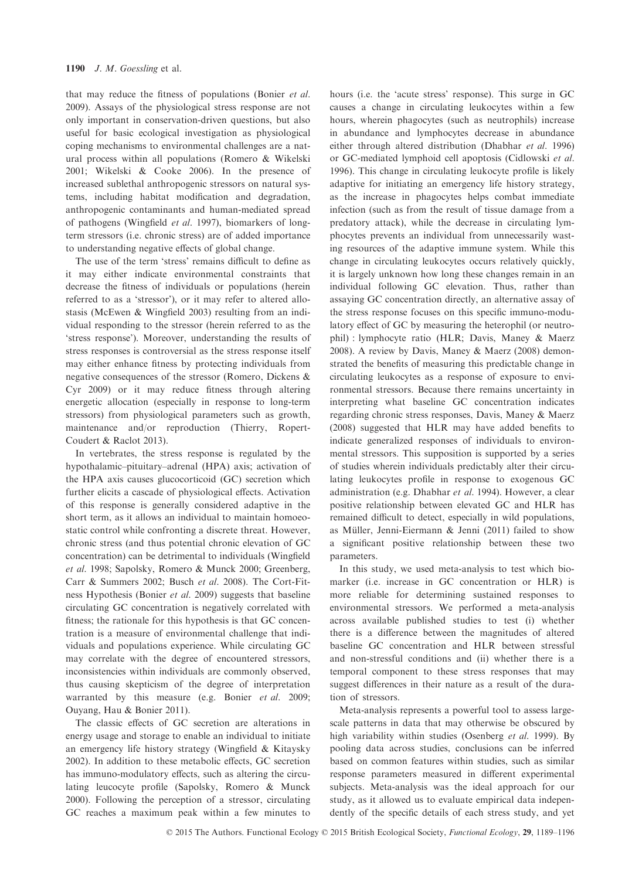that may reduce the fitness of populations (Bonier *et al.* 2009). Assays of the physiological stress response are not only important in conservation-driven questions, but also useful for basic ecological investigation as physiological coping mechanisms to environmental challenges are a natural process within all populations (Romero & Wikelski 2001; Wikelski & Cooke 2006). In the presence of increased sublethal anthropogenic stressors on natural systems, including habitat modification and degradation, anthropogenic contaminants and human-mediated spread of pathogens (Wingfield *et al.* 1997), biomarkers of long-term stressors (i.e. chronic stress) are of added importance to understanding negative effects of global change.

The use of the term 'stress' remains difficult to define as it may either indicate environmental constraints that decrease the fitness of individuals or populations (herein referred to as a 'stressor'), or it may refer to altered allostasis (McEwen & Wingfield 2003) resulting from an individual responding to the stressor (herein referred to as the 'stress response'). Moreover, understanding the results of stress responses is controversial as the stress response itself may either enhance fitness by protecting individuals from negative consequences of the stressor (Romero, Dickens & Cyr 2009) or it may reduce fitness through altering energetic allocation (especially in response to long-term stressors) from physiological parameters such as growth, maintenance and/or reproduction (Thierry, Robert-Coudert & Raclot 2013).

In vertebrates, the stress response is regulated by the hypothalamic–pituitary–adrenal (HPA) axis; activation of the HPA axis causes glucocorticoid (GC) secretion which further elicits a cascade of physiological effects. Activation of this response is generally considered adaptive in the short term, as it allows an individual to maintain homoeostatic control while confronting a discrete threat. However, chronic stress (and thus potential chronic elevation of GC concentration) can be detrimental to individuals (Wingfield *et al.* 1998; Sapolsky, Romero & Munck 2000; Greenberg, Carr & Summers 2002; Busch *et al.* 2008). The Cort-Fitness Hypothesis (Bonier *et al.* 2009) suggests that baseline circulating GC concentration is negatively correlated with fitness; the rationale for this hypothesis is that GC concentration is a measure of environmental challenge that individuals and populations experience. While circulating GC may correlate with the degree of encountered stressors, inconsistencies within individuals are commonly observed, thus causing skepticism of the degree of interpretation warranted by this measure (e.g. Bonier *et al.* 2009; Ouyang, Hau & Bonier 2011).

The classic effects of GC secretion are alterations in energy usage and storage to enable an individual to initiate an emergency life history strategy (Wingfield & Kitaysky 2002). In addition to these metabolic effects, GC secretion has immuno-modulatory effects, such as altering the circulating leucocyte profile (Sapolsky, Romero & Munck 2000). Following the perception of a stressor, circulating GC reaches a maximum peak within a few minutes to hours (i.e. the 'acute stress' response). This surge in GC causes a change in circulating leukocytes within a few hours, wherein phagocytes (such as neutrophils) increase in abundance and lymphocytes decrease in abundance either through altered distribution (Dhabhar *et al.* 1996) or GC-mediated lymphoid cell apoptosis (Cidlowski *et al.* 1996). This change in circulating leukocyte profile is likely adaptive for initiating an emergency life history strategy, as the increase in phagocytes helps combat immediate infection (such as from the result of tissue damage from a predatory attack), while the decrease in circulating lymphocytes prevents an individual from unnecessarily wasting resources of the adaptive immune system. While this change in circulating leukocytes occurs relatively quickly, it is largely unknown how long these changes remain in an individual following GC elevation. Thus, rather than assaying GC concentration directly, an alternative assay of the stress response focuses on this specific immuno-modulatory effect of GC by measuring the heterophil (or neutrophil) : lymphocyte ratio (HLR; Davis, Maney & Maerz 2008). A review by Davis, Maney & Maerz (2008) demonstrated the benefits of measuring this predictable change in circulating leukocytes as a response of exposure to environmental stressors. Because there remains uncertainty in interpreting what baseline GC concentration indicates regarding chronic stress responses, Davis, Maney & Maerz (2008) suggested that HLR may have added benefits to indicate generalized responses of individuals to environmental stressors. This supposition is supported by a series of studies wherein individuals predictably alter their circulating leukocytes profile in response to exogenous GC administration (e.g. Dhabhar *et al.* 1994). However, a clear positive relationship between elevated GC and HLR has remained difficult to detect, especially in wild populations, as Müller, Jenni-Eiermann & Jenni (2011) failed to show a significant positive relationship between these two parameters.

In this study, we used meta-analysis to test which biomarker (i.e. increase in GC concentration or HLR) is more reliable for determining sustained responses to environmental stressors. We performed a meta-analysis across available published studies to test (i) whether there is a difference between the magnitudes of altered baseline GC concentration and HLR between stressful and non-stressful conditions and (ii) whether there is a temporal component to these stress responses that may suggest differences in their nature as a result of the duration of stressors.

Meta-analysis represents a powerful tool to assess large-scale patterns in data that may otherwise be obscured by high variability within studies (Osenberg *et al.* 1999). By pooling data across studies, conclusions can be inferred based on common features within studies, such as similar response parameters measured in different experimental subjects. Meta-analysis was the ideal approach for our study, as it allowed us to evaluate empirical data independently of the specific details of each stress study, and yet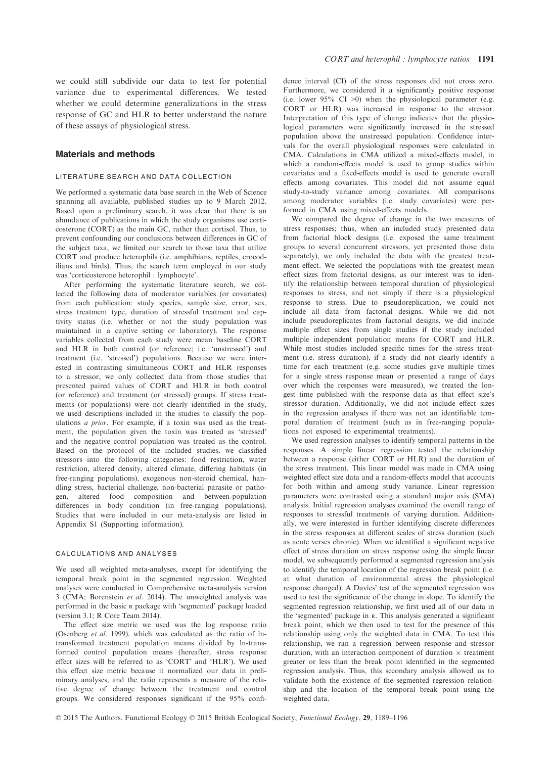we could still subdivide our data to test for potential variance due to experimental differences. We tested whether we could determine generalizations in the stress response of GC and HLR to better understand the nature of these assays of physiological stress.

## Materials and methods

### LITERATURE SEARCH AND DATA COLLECTION

We performed a systematic data base search in the Web of Science spanning all available, published studies up to 9 March 2012. Based upon a preliminary search, it was clear that there is an abundance of publications in which the study organisms use corticosterone (CORT) as the main GC, rather than cortisol. Thus, to prevent confounding our conclusions between differences in GC of the subject taxa, we limited our search to those taxa that utilize CORT and produce heterophils (i.e. amphibians, reptiles, crocodilians and birds). Thus, the search term employed in our study was 'corticosterone heterophil : lymphocyte'.

After performing the systematic literature search, we collected the following data of moderator variables (or covariates) from each publication: study species, sample size, error, sex, stress treatment type, duration of stressful treatment and captivity status (i.e. whether or not the study population was maintained in a captive setting or laboratory). The response variables collected from each study were mean baseline CORT and HLR in both control (or reference; i.e. 'unstressed') and treatment (i.e. 'stressed') populations. Because we were interested in contrasting simultaneous CORT and HLR responses to a stressor, we only collected data from those studies that presented paired values of CORT and HLR in both control (or reference) and treatment (or stressed) groups. If stress treatments (or populations) were not clearly identified in the study, we used descriptions included in the studies to classify the populations *a prior*. For example, if a toxin was used as the treatment, the population given the toxin was treated as 'stressed' and the negative control population was treated as the control. Based on the protocol of the included studies, we classified stressors into the following categories: food restriction, water restriction, altered density, altered climate, differing habitats (in free-ranging populations), exogenous non-steroid chemical, handling stress, bacterial challenge, non-bacterial parasite or pathogen, altered food composition and between-population differences in body condition (in free-ranging populations). Studies that were included in our meta-analysis are listed in Appendix S1 (Supporting information).

### CALCULATIONS AND ANALYSES

We used all weighted meta-analyses, except for identifying the temporal break point in the segmented regression. Weighted analyses were conducted in Comprehensive meta-analysis version 3 (CMA; Borenstein *et al.* 2014). The unweighted analysis was performed in the basic R package with 'segmented' package loaded (version 3.1; R Core Team 2014).

The effect size metric we used was the log response ratio (Osenberg *et al.* 1999), which was calculated as the ratio of ln-transformed treatment population means divided by ln-transformed control population means (hereafter, stress response effect sizes will be referred to as 'CORT' and 'HLR'). We used this effect size metric because it normalized our data in preliminary analyses, and the ratio represents a measure of the relative degree of change between the treatment and control groups. We considered responses significant if the 95% confidence interval (CI) of the stress responses did not cross zero. Furthermore, we considered it a significantly positive response (i.e. lower 95% CI >0) when the physiological parameter (e.g. CORT or HLR) was increased in response to the stressor. Interpretation of this type of change indicates that the physiological parameters were significantly increased in the stressed population above the unstressed population. Confidence intervals for the overall physiological responses were calculated in CMA. Calculations in CMA utilized a mixed-effects model, in which a random-effects model is used to group studies within covariates and a fixed-effects model is used to generate overall effects among covariates. This model did not assume equal study-to-study variance among covariates. All comparisons among moderator variables (i.e. study covariates) were performed in CMA using mixed-effects models.

We compared the degree of change in the two measures of stress responses; thus, when an included study presented data from factorial block designs (i.e. exposed the same treatment groups to several concurrent stressors, yet presented those data separately), we only included the data with the greatest treatment effect. We selected the populations with the greatest mean effect sizes from factorial designs, as our interest was to identify the relationship between temporal duration of physiological responses to stress, and not simply if there is a physiological response to stress. Due to pseudoreplication, we could not include all data from factorial designs. While we did not include pseudoreplicates from factorial designs, we did include multiple effect sizes from single studies if the study included multiple independent population means for CORT and HLR. While most studies included specific times for the stress treatment (i.e. stress duration), if a study did not clearly identify a time for each treatment (e.g. some studies gave multiple times for a single stress response mean or presented a range of days over which the responses were measured), we treated the longest time published with the response data as that effect size's stressor duration. Additionally, we did not include effect sizes in the regression analyses if there was not an identifiable temporal duration of treatment (such as in free-ranging populations not exposed to experimental treatments).

We used regression analyses to identify temporal patterns in the responses. A simple linear regression tested the relationship between a response (either CORT or HLR) and the duration of the stress treatment. This linear model was made in CMA using weighted effect size data and a random-effects model that accounts for both within and among study variance. Linear regression parameters were contrasted using a standard major axis (SMA) analysis. Initial regression analyses examined the overall range of responses to stressful treatments of varying duration. Additionally, we were interested in further identifying discrete differences in the stress responses at different scales of stress duration (such as acute verses chronic). When we identified a significant negative effect of stress duration on stress response using the simple linear model, we subsequently performed a segmented regression analysis to identify the temporal location of the regression break point (i.e. at what duration of environmental stress the physiological response changed). A Davies' test of the segmented regression was used to test the significance of the change in slope. To identify the segmented regression relationship, we first used all of our data in the 'segmented' package in R. This analysis generated a significant break point, which we then used to test for the presence of this relationship using only the weighted data in CMA. To test this relationship, we ran a regression between response and stressor duration, with an interaction component of duration × treatment greater or less than the break point identified in the segmented regression analysis. Thus, this secondary analysis allowed us to validate both the existence of the segmented regression relationship and the location of the temporal break point using the weighted data.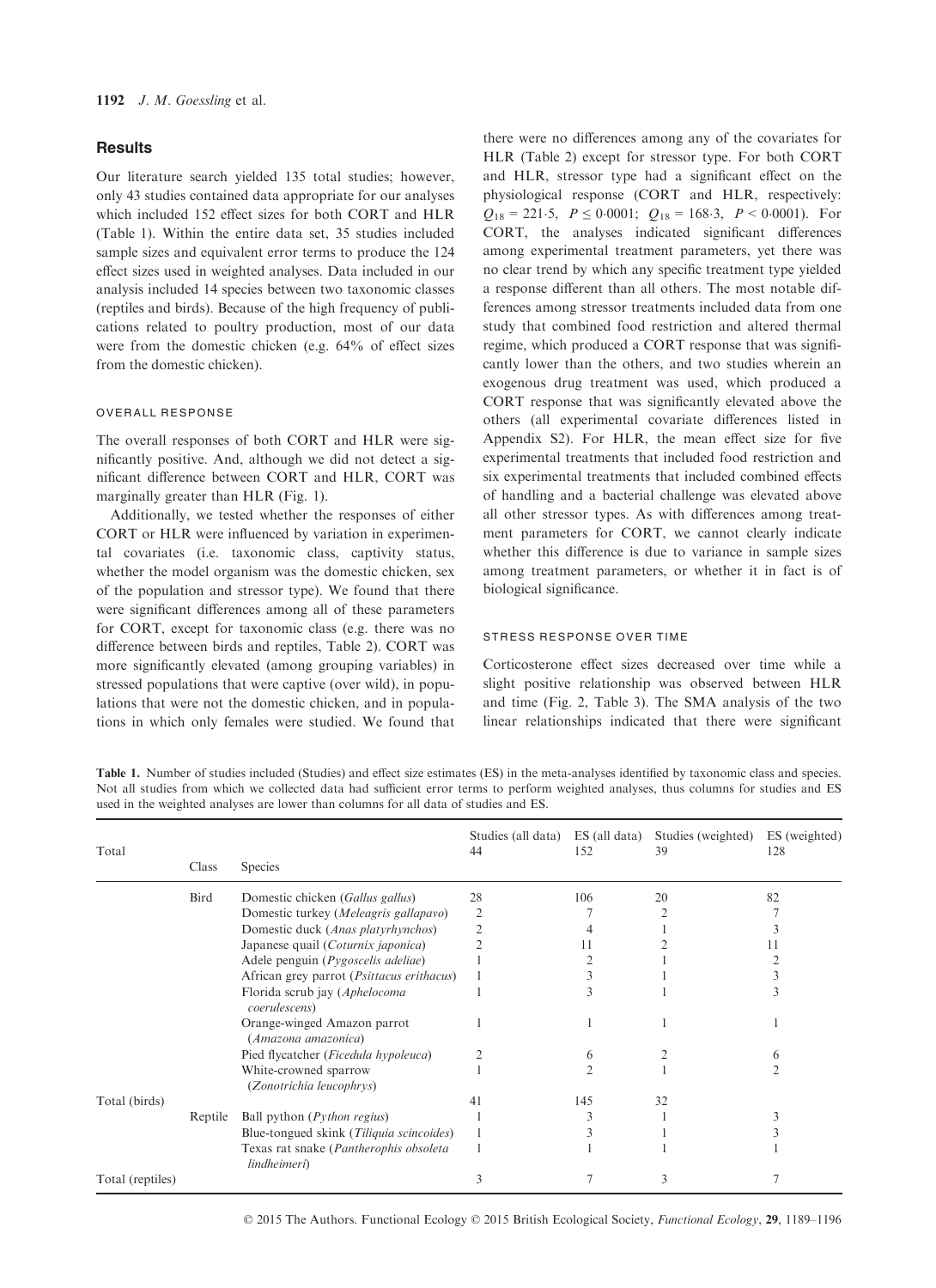## Results

Our literature search yielded 135 total studies; however, only 43 studies contained data appropriate for our analyses which included 152 effect sizes for both CORT and HLR (Table 1). Within the entire data set, 35 studies included sample sizes and equivalent error terms to produce the 124 effect sizes used in weighted analyses. Data included in our analysis included 14 species between two taxonomic classes (reptiles and birds). Because of the high frequency of publications related to poultry production, most of our data were from the domestic chicken (e.g. 64% of effect sizes from the domestic chicken).

### OVERALL RESPONSE

The overall responses of both CORT and HLR were significantly positive. And, although we did not detect a significant difference between CORT and HLR, CORT was marginally greater than HLR (Fig. 1).

Additionally, we tested whether the responses of either CORT or HLR were influenced by variation in experimental covariates (i.e. taxonomic class, captivity status, whether the model organism was the domestic chicken, sex of the population and stressor type). We found that there were significant differences among all of these parameters for CORT, except for taxonomic class (e.g. there was no difference between birds and reptiles, Table 2). CORT was more significantly elevated (among grouping variables) in stressed populations that were captive (over wild), in populations that were not the domestic chicken, and in populations in which only females were studied. We found that there were no differences among any of the covariates for HLR (Table 2) except for stressor type. For both CORT and HLR, stressor type had a significant effect on the physiological response (CORT and HLR, respectively: $Q_{18} = 221{\cdot}5$, $P \leq 0{\cdot}0001$; $Q_{18} = 168{\cdot}3$, $P < 0{\cdot}0001$). For CORT, the analyses indicated significant differences among experimental treatment parameters, yet there was no clear trend by which any specific treatment type yielded a response different than all others. The most notable differences among stressor treatments included data from one study that combined food restriction and altered thermal regime, which produced a CORT response that was significantly lower than the others, and two studies wherein an exogenous drug treatment was used, which produced a CORT response that was significantly elevated above the others (all experimental covariate differences listed in Appendix S2). For HLR, the mean effect size for five experimental treatments that included food restriction and six experimental treatments that included combined effects of handling and a bacterial challenge was elevated above all other stressor types. As with differences among treatment parameters for CORT, we cannot clearly indicate whether this difference is due to variance in sample sizes among treatment parameters, or whether it in fact is of biological significance.

### STRESS RESPONSE OVER TIME

Corticosterone effect sizes decreased over time while a slight positive relationship was observed between HLR and time (Fig. 2, Table 3). The SMA analysis of the two linear relationships indicated that there were significant

**Table 1.** Number of studies included (Studies) and effect size estimates (ES) in the meta-analyses identified by taxonomic class and species. Not all studies from which we collected data had sufficient error terms to perform weighted analyses, thus columns for studies and ES used in the weighted analyses are lower than columns for all data of studies and ES.

| Total | Class | Species | Studies (all data) 44 | ES (all data) 152 | Studies (weighted) 39 | ES (weighted) 128 |
|---|---|---|---|---|---|---|
| | Bird | Domestic chicken (*Gallus gallus*) | 28 | 106 | 20 | 82 |
| | | Domestic turkey (*Meleagris gallapavo*) | 2 | 7 | 2 | 7 |
| | | Domestic duck (*Anas platyrhynchos*) | 2 | 4 | 1 | 3 |
| | | Japanese quail (*Coturnix japonica*) | 2 | 11 | 2 | 11 |
| | | Adele penguin (*Pygoscelis adeliae*) | 1 | 2 | 1 | 2 |
| | | African grey parrot (*Psittacus erithacus*) | 1 | 3 | 1 | 3 |
| | | Florida scrub jay (*Aphelocoma coerulescens*) | 1 | 3 | 1 | 3 |
| | | Orange-winged Amazon parrot (*Amazona amazonica*) | 1 | 1 | 1 | 1 |
| | | Pied flycatcher (*Ficedula hypoleuca*) | 2 | 6 | 2 | 6 |
| | | White-crowned sparrow (*Zonotrichia leucophrys*) | 1 | 2 | 1 | 2 |
| Total (birds) | | | 41 | 145 | 32 | |
| | Reptile | Ball python (*Python regius*) | 1 | 3 | 1 | 3 |
| | | Blue-tongued skink (*Tiliquia scincoides*) | 1 | 3 | 1 | 3 |
| | | Texas rat snake (*Pantherophis obsoleta lindheimeri*) | 1 | 1 | 1 | 1 |
| Total (reptiles) | | | 3 | 7 | 3 | 7 |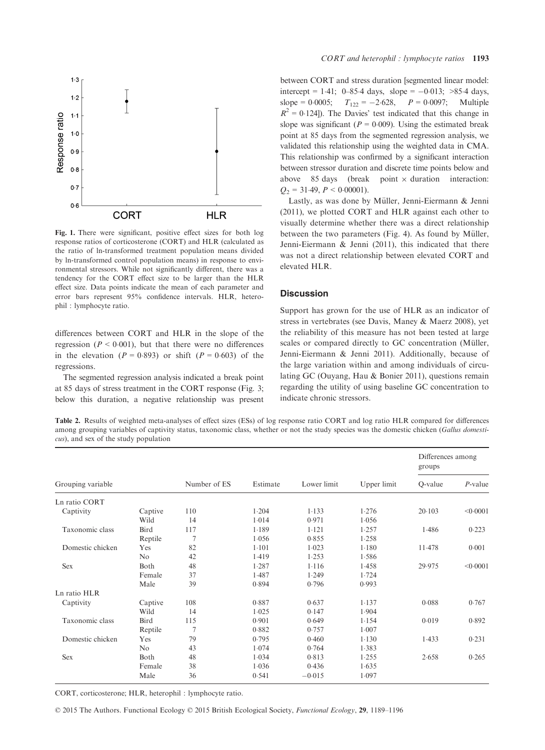Fig. 1. There were significant, positive effect sizes for both log response ratios of corticosterone (CORT) and HLR (calculated as the ratio of ln-transformed treatment population means divided by ln-transformed control population means) in response to environmental stressors. While not significantly different, there was a tendency for the CORT effect size to be larger than the HLR effect size. Data points indicate the mean of each parameter and error bars represent 95% confidence intervals. HLR, heterophil : lymphocyte ratio.

differences between CORT and HLR in the slope of the regression ($P < 0{\cdot}001$), but that there were no differences in the elevation ($P = 0{\cdot}893$) or shift ($P = 0{\cdot}603$) of the regressions.

The segmented regression analysis indicated a break point at 85 days of stress treatment in the CORT response (Fig. 3; below this duration, a negative relationship was present between CORT and stress duration [segmented linear model: intercept = 1·41; 0–85·4 days, slope = −0·013; >85·4 days, slope = 0·0005; $T_{122} = -2{\cdot}628$, $P = 0{\cdot}0097$; Multiple $R^2 = 0{\cdot}124$]). The Davies' test indicated that this change in slope was significant ($P = 0{\cdot}009$). Using the estimated break point at 85 days from the segmented regression analysis, we validated this relationship using the weighted data in CMA. This relationship was confirmed by a significant interaction between stressor duration and discrete time points below and above 85 days (break point × duration interaction: $Q_2 = 31{\cdot}49$, $P < 0{\cdot}00001$).

Lastly, as was done by Müller, Jenni-Eiermann & Jenni (2011), we plotted CORT and HLR against each other to visually determine whether there was a direct relationship between the two parameters (Fig. 4). As found by Müller, Jenni-Eiermann & Jenni (2011), this indicated that there was not a direct relationship between elevated CORT and elevated HLR.

## Discussion

Support has grown for the use of HLR as an indicator of stress in vertebrates (see Davis, Maney & Maerz 2008), yet the reliability of this measure has not been tested at large scales or compared directly to GC concentration (Müller, Jenni-Eiermann & Jenni 2011). Additionally, because of the large variation within and among individuals of circulating GC (Ouyang, Hau & Bonier 2011), questions remain regarding the utility of using baseline GC concentration to indicate chronic stressors.

**Table 2.** Results of weighted meta-analyses of effect sizes (ESs) of log response ratio CORT and log ratio HLR compared for differences among grouping variables of captivity status, taxonomic class, whether or not the study species was the domestic chicken (*Gallus domesticus*), and sex of the study population

| Grouping variable | | Number of ES | Estimate | Lower limit | Upper limit | Differences among groups | |
|---|---|---|---|---|---|---|---|
| | | | | | | Q-value | *P*-value |
| Ln ratio CORT | | | | | | | |
| Captivity | Captive | 110 | 1·204 | 1·133 | 1·276 | 20·103 | <0·0001 |
| | Wild | 14 | 1·014 | 0·971 | 1·056 | | |
| Taxonomic class | Bird | 117 | 1·189 | 1·121 | 1·257 | 1·486 | 0·223 |
| | Reptile | 7 | 1·056 | 0·855 | 1·258 | | |
| Domestic chicken | Yes | 82 | 1·101 | 1·023 | 1·180 | 11·478 | 0·001 |
| | No | 42 | 1·419 | 1·253 | 1·586 | | |
| Sex | Both | 48 | 1·287 | 1·116 | 1·458 | 29·975 | <0·0001 |
| | Female | 37 | 1·487 | 1·249 | 1·724 | | |
| | Male | 39 | 0·894 | 0·796 | 0·993 | | |
| Ln ratio HLR | | | | | | | |
| Captivity | Captive | 108 | 0·887 | 0·637 | 1·137 | 0·088 | 0·767 |
| | Wild | 14 | 1·025 | 0·147 | 1·904 | | |
| Taxonomic class | Bird | 115 | 0·901 | 0·649 | 1·154 | 0·019 | 0·892 |
| | Reptile | 7 | 0·882 | 0·757 | 1·007 | | |
| Domestic chicken | Yes | 79 | 0·795 | 0·460 | 1·130 | 1·433 | 0·231 |
| | No | 43 | 1·074 | 0·764 | 1·383 | | |
| Sex | Both | 48 | 1·034 | 0·813 | 1·255 | 2·658 | 0·265 |
| | Female | 38 | 1·036 | 0·436 | 1·635 | | |
| | Male | 36 | 0·541 | −0·015 | 1·097 | | |

CORT, corticosterone; HLR, heterophil : lymphocyte ratio.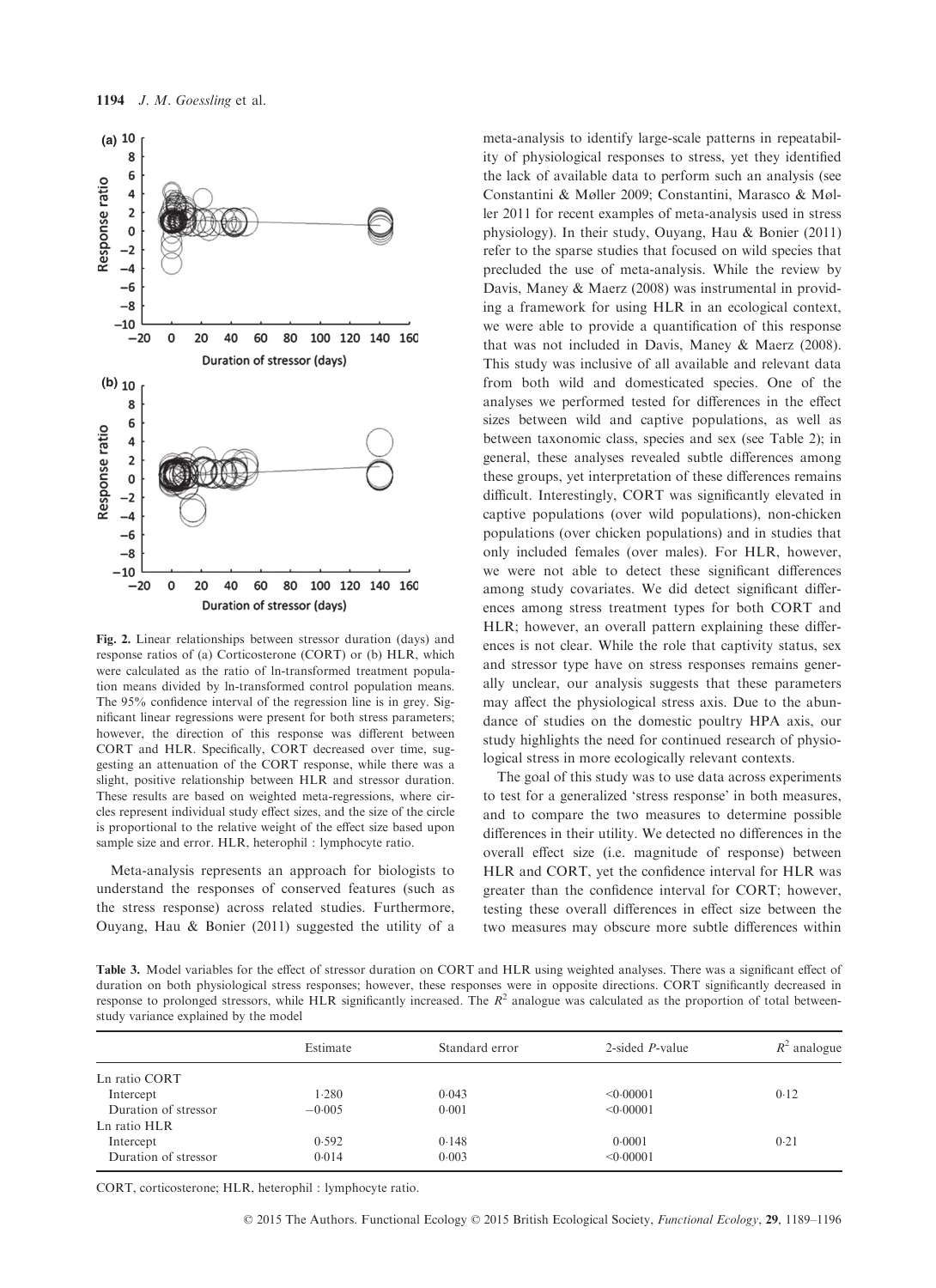Fig. 2. Linear relationships between stressor duration (days) and response ratios of (a) Corticosterone (CORT) or (b) HLR, which were calculated as the ratio of ln-transformed treatment population means divided by ln-transformed control population means. The 95% confidence interval of the regression line is in grey. Significant linear regressions were present for both stress parameters; however, the direction of this response was different between CORT and HLR. Specifically, CORT decreased over time, suggesting an attenuation of the CORT response, while there was a slight, positive relationship between HLR and stressor duration. These results are based on weighted meta-regressions, where circles represent individual study effect sizes, and the size of the circle is proportional to the relative weight of the effect size based upon sample size and error. HLR, heterophil : lymphocyte ratio.

Meta-analysis represents an approach for biologists to understand the responses of conserved features (such as the stress response) across related studies. Furthermore, Ouyang, Hau & Bonier (2011) suggested the utility of a meta-analysis to identify large-scale patterns in repeatability of physiological responses to stress, yet they identified the lack of available data to perform such an analysis (see Constantini & Møller 2009; Constantini, Marasco & Møller 2011 for recent examples of meta-analysis used in stress physiology). In their study, Ouyang, Hau & Bonier (2011) refer to the sparse studies that focused on wild species that precluded the use of meta-analysis. While the review by Davis, Maney & Maerz (2008) was instrumental in providing a framework for using HLR in an ecological context, we were able to provide a quantification of this response that was not included in Davis, Maney & Maerz (2008). This study was inclusive of all available and relevant data from both wild and domesticated species. One of the analyses we performed tested for differences in the effect sizes between wild and captive populations, as well as between taxonomic class, species and sex (see Table 2); in general, these analyses revealed subtle differences among these groups, yet interpretation of these differences remains difficult. Interestingly, CORT was significantly elevated in captive populations (over wild populations), non-chicken populations (over chicken populations) and in studies that only included females (over males). For HLR, however, we were not able to detect these significant differences among study covariates. We did detect significant differences among stress treatment types for both CORT and HLR; however, an overall pattern explaining these differences is not clear. While the role that captivity status, sex and stressor type have on stress responses remains generally unclear, our analysis suggests that these parameters may affect the physiological stress axis. Due to the abundance of studies on the domestic poultry HPA axis, our study highlights the need for continued research of physiological stress in more ecologically relevant contexts.

The goal of this study was to use data across experiments to test for a generalized 'stress response' in both measures, and to compare the two measures to determine possible differences in their utility. We detected no differences in the overall effect size (i.e. magnitude of response) between HLR and CORT, yet the confidence interval for HLR was greater than the confidence interval for CORT; however, testing these overall differences in effect size between the two measures may obscure more subtle differences within

Table 3. Model variables for the effect of stressor duration on CORT and HLR using weighted analyses. There was a significant effect of duration on both physiological stress responses; however, these responses were in opposite directions. CORT significantly decreased in response to prolonged stressors, while HLR significantly increased. The $R^2$ analogue was calculated as the proportion of total between-study variance explained by the model

| | Estimate | Standard error | 2-sided $P$-value | $R^2$ analogue |
|---|---|---|---|---|
| Ln ratio CORT | | | | |
| Intercept | 1·280 | 0·043 | <0·00001 | 0·12 |
| Duration of stressor | −0·005 | 0·001 | <0·00001 | |
| Ln ratio HLR | | | | |
| Intercept | 0·592 | 0·148 | 0·0001 | 0·21 |
| Duration of stressor | 0·014 | 0·003 | <0·00001 | |

CORT, corticosterone; HLR, heterophil : lymphocyte ratio.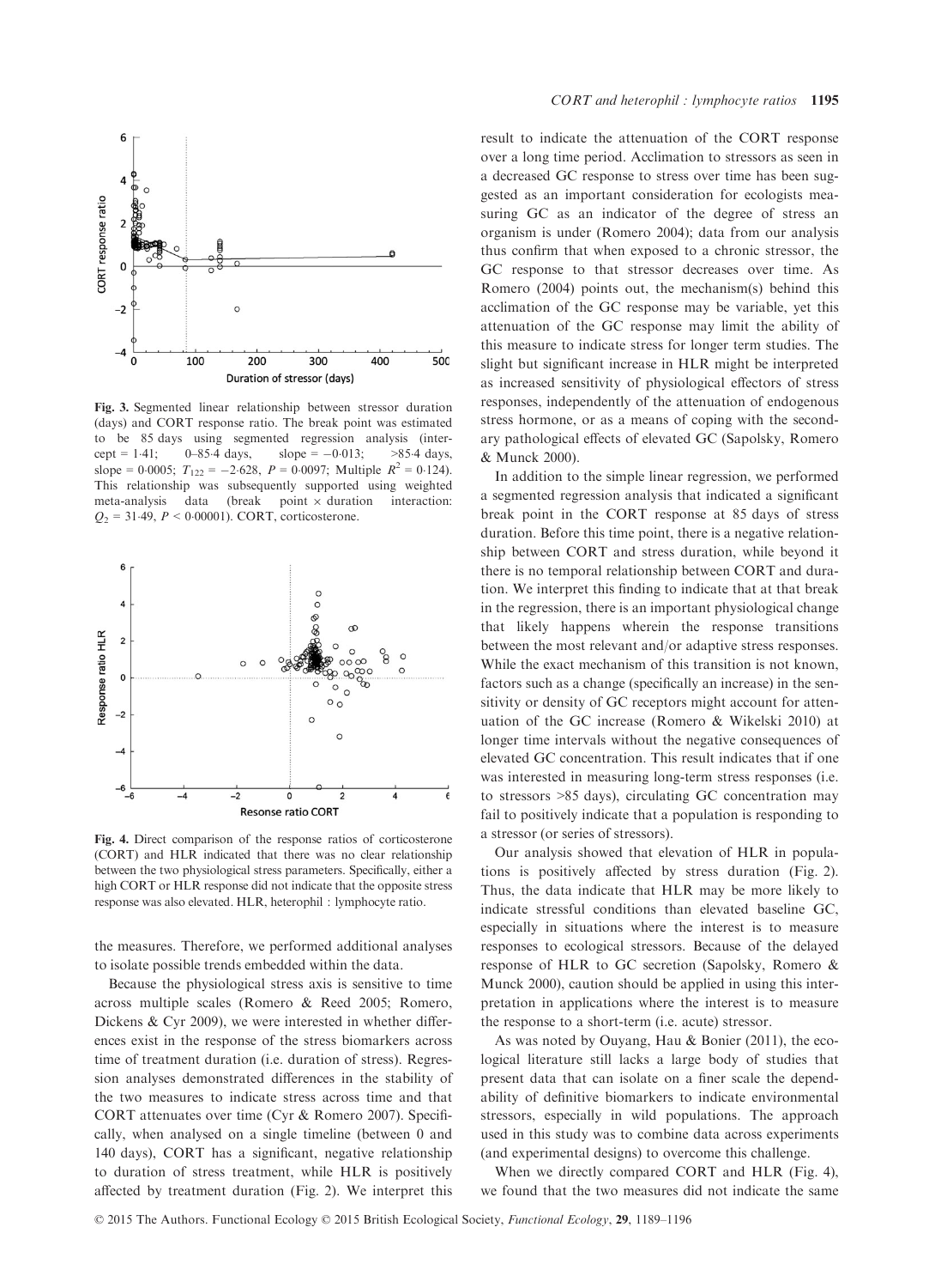Fig. 3. Segmented linear relationship between stressor duration (days) and CORT response ratio. The break point was estimated to be 85 days using segmented regression analysis (intercept = 1·41; 0–85·4 days, slope = −0·013; >85·4 days, slope = 0·0005; $T_{122} = -2{\cdot}628$, $P = 0{\cdot}0097$; Multiple $R^2 = 0{\cdot}124$). This relationship was subsequently supported using weighted meta-analysis data (break point × duration interaction: $Q_2 = 31{\cdot}49$, $P < 0{\cdot}00001$). CORT, corticosterone.

Fig. 4. Direct comparison of the response ratios of corticosterone (CORT) and HLR indicated that there was no clear relationship between the two physiological stress parameters. Specifically, either a high CORT or HLR response did not indicate that the opposite stress response was also elevated. HLR, heterophil : lymphocyte ratio.

the measures. Therefore, we performed additional analyses to isolate possible trends embedded within the data.

Because the physiological stress axis is sensitive to time across multiple scales (Romero & Reed 2005; Romero, Dickens & Cyr 2009), we were interested in whether differences exist in the response of the stress biomarkers across time of treatment duration (i.e. duration of stress). Regression analyses demonstrated differences in the stability of the two measures to indicate stress across time and that CORT attenuates over time (Cyr & Romero 2007). Specifically, when analysed on a single timeline (between 0 and 140 days), CORT has a significant, negative relationship to duration of stress treatment, while HLR is positively affected by treatment duration (Fig. 2). We interpret this result to indicate the attenuation of the CORT response over a long time period. Acclimation to stressors as seen in a decreased GC response to stress over time has been suggested as an important consideration for ecologists measuring GC as an indicator of the degree of stress an organism is under (Romero 2004); data from our analysis thus confirm that when exposed to a chronic stressor, the GC response to that stressor decreases over time. As Romero (2004) points out, the mechanism(s) behind this acclimation of the GC response may be variable, yet this attenuation of the GC response may limit the ability of this measure to indicate stress for longer term studies. The slight but significant increase in HLR might be interpreted as increased sensitivity of physiological effectors of stress responses, independently of the attenuation of endogenous stress hormone, or as a means of coping with the secondary pathological effects of elevated GC (Sapolsky, Romero & Munck 2000).

In addition to the simple linear regression, we performed a segmented regression analysis that indicated a significant break point in the CORT response at 85 days of stress duration. Before this time point, there is a negative relationship between CORT and stress duration, while beyond it there is no temporal relationship between CORT and duration. We interpret this finding to indicate that at that break in the regression, there is an important physiological change that likely happens wherein the response transitions between the most relevant and/or adaptive stress responses. While the exact mechanism of this transition is not known, factors such as a change (specifically an increase) in the sensitivity or density of GC receptors might account for attenuation of the GC increase (Romero & Wikelski 2010) at longer time intervals without the negative consequences of elevated GC concentration. This result indicates that if one was interested in measuring long-term stress responses (i.e. to stressors >85 days), circulating GC concentration may fail to positively indicate that a population is responding to a stressor (or series of stressors).

Our analysis showed that elevation of HLR in populations is positively affected by stress duration (Fig. 2). Thus, the data indicate that HLR may be more likely to indicate stressful conditions than elevated baseline GC, especially in situations where the interest is to measure responses to ecological stressors. Because of the delayed response of HLR to GC secretion (Sapolsky, Romero & Munck 2000), caution should be applied in using this interpretation in applications where the interest is to measure the response to a short-term (i.e. acute) stressor.

As was noted by Ouyang, Hau & Bonier (2011), the ecological literature still lacks a large body of studies that present data that can isolate on a finer scale the dependability of definitive biomarkers to indicate environmental stressors, especially in wild populations. The approach used in this study was to combine data across experiments (and experimental designs) to overcome this challenge.

When we directly compared CORT and HLR (Fig. 4), we found that the two measures did not indicate the same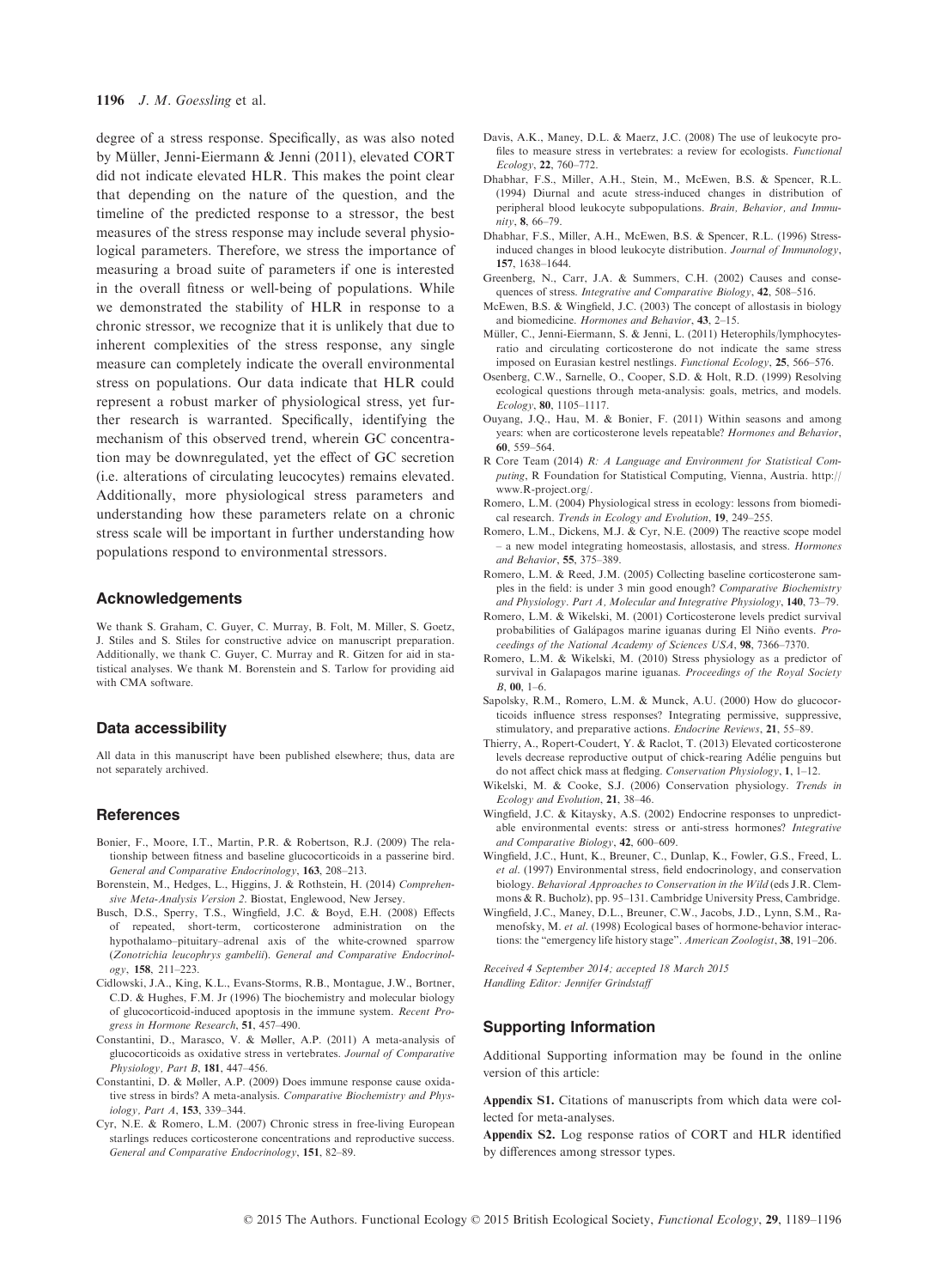degree of a stress response. Specifically, as was also noted by Müller, Jenni-Eiermann & Jenni (2011), elevated CORT did not indicate elevated HLR. This makes the point clear that depending on the nature of the question, and the timeline of the predicted response to a stressor, the best measures of the stress response may include several physiological parameters. Therefore, we stress the importance of measuring a broad suite of parameters if one is interested in the overall fitness or well-being of populations. While we demonstrated the stability of HLR in response to a chronic stressor, we recognize that it is unlikely that due to inherent complexities of the stress response, any single measure can completely indicate the overall environmental stress on populations. Our data indicate that HLR could represent a robust marker of physiological stress, yet further research is warranted. Specifically, identifying the mechanism of this observed trend, wherein GC concentration may be downregulated, yet the effect of GC secretion (i.e. alterations of circulating leucocytes) remains elevated. Additionally, more physiological stress parameters and understanding how these parameters relate on a chronic stress scale will be important in further understanding how populations respond to environmental stressors.

## Acknowledgements

We thank S. Graham, C. Guyer, C. Murray, B. Folt, M. Miller, S. Goetz, J. Stiles and S. Stiles for constructive advice on manuscript preparation. Additionally, we thank C. Guyer, C. Murray and R. Gitzen for aid in statistical analyses. We thank M. Borenstein and S. Tarlow for providing aid with CMA software.

## Data accessibility

All data in this manuscript have been published elsewhere; thus, data are not separately archived.

## References

Bonier, F., Moore, I.T., Martin, P.R. & Robertson, R.J. (2009) The relationship between fitness and baseline glucocorticoids in a passerine bird. *General and Comparative Endocrinology*, **163**, 208–213.

Borenstein, M., Hedges, L., Higgins, J. & Rothstein, H. (2014) *Comprehensive Meta-Analysis Version 2*. Biostat, Englewood, New Jersey.

Busch, D.S., Sperry, T.S., Wingfield, J.C. & Boyd, E.H. (2008) Effects of repeated, short-term, corticosterone administration on the hypothalamo–pituitary–adrenal axis of the white-crowned sparrow (*Zonotrichia leucophrys gambelii*). *General and Comparative Endocrinology*, **158**, 211–223.

Cidlowski, J.A., King, K.L., Evans-Storms, R.B., Montague, J.W., Bortner, C.D. & Hughes, F.M. Jr (1996) The biochemistry and molecular biology of glucocorticoid-induced apoptosis in the immune system. *Recent Progress in Hormone Research*, **51**, 457–490.

Constantini, D., Marasco, V. & Møller, A.P. (2011) A meta-analysis of glucocorticoids as oxidative stress in vertebrates. *Journal of Comparative Physiology, Part B*, **181**, 447–456.

Constantini, D. & Møller, A.P. (2009) Does immune response cause oxidative stress in birds? A meta-analysis. *Comparative Biochemistry and Physiology, Part A*, **153**, 339–344.

Cyr, N.E. & Romero, L.M. (2007) Chronic stress in free-living European starlings reduces corticosterone concentrations and reproductive success. *General and Comparative Endocrinology*, **151**, 82–89.

Davis, A.K., Maney, D.L. & Maerz, J.C. (2008) The use of leukocyte profiles to measure stress in vertebrates: a review for ecologists. *Functional Ecology*, **22**, 760–772.

Dhabhar, F.S., Miller, A.H., Stein, M., McEwen, B.S. & Spencer, R.L. (1994) Diurnal and acute stress-induced changes in distribution of peripheral blood leukocyte subpopulations. *Brain, Behavior, and Immunity*, **8**, 66–79.

Dhabhar, F.S., Miller, A.H., McEwen, B.S. & Spencer, R.L. (1996) Stress-induced changes in blood leukocyte distribution. *Journal of Immunology*, **157**, 1638–1644.

Greenberg, N., Carr, J.A. & Summers, C.H. (2002) Causes and consequences of stress. *Integrative and Comparative Biology*, **42**, 508–516.

McEwen, B.S. & Wingfield, J.C. (2003) The concept of allostasis in biology and biomedicine. *Hormones and Behavior*, **43**, 2–15.

Müller, C., Jenni-Eiermann, S. & Jenni, L. (2011) Heterophils/lymphocytes-ratio and circulating corticosterone do not indicate the same stress imposed on Eurasian kestrel nestlings. *Functional Ecology*, **25**, 566–576.

Osenberg, C.W., Sarnelle, O., Cooper, S.D. & Holt, R.D. (1999) Resolving ecological questions through meta-analysis: goals, metrics, and models. *Ecology*, **80**, 1105–1117.

Ouyang, J.Q., Hau, M. & Bonier, F. (2011) Within seasons and among years: when are corticosterone levels repeatable? *Hormones and Behavior*, **60**, 559–564.

R Core Team (2014) *R: A Language and Environment for Statistical Computing*, R Foundation for Statistical Computing, Vienna, Austria. http://www.R-project.org/.

Romero, L.M. (2004) Physiological stress in ecology: lessons from biomedical research. *Trends in Ecology and Evolution*, **19**, 249–255.

Romero, L.M., Dickens, M.J. & Cyr, N.E. (2009) The reactive scope model – a new model integrating homeostasis, allostasis, and stress. *Hormones and Behavior*, **55**, 375–389.

Romero, L.M. & Reed, J.M. (2005) Collecting baseline corticosterone samples in the field: is under 3 min good enough? *Comparative Biochemistry and Physiology. Part A, Molecular and Integrative Physiology*, **140**, 73–79.

Romero, L.M. & Wikelski, M. (2001) Corticosterone levels predict survival probabilities of Galápagos marine iguanas during El Niño events. *Proceedings of the National Academy of Sciences USA*, **98**, 7366–7370.

Romero, L.M. & Wikelski, M. (2010) Stress physiology as a predictor of survival in Galapagos marine iguanas. *Proceedings of the Royal Society B*, **00**, 1–6.

Sapolsky, R.M., Romero, L.M. & Munck, A.U. (2000) How do glucocorticoids influence stress responses? Integrating permissive, suppressive, stimulatory, and preparative actions. *Endocrine Reviews*, **21**, 55–89.

Thierry, A., Ropert-Coudert, Y. & Raclot, T. (2013) Elevated corticosterone levels decrease reproductive output of chick-rearing Adélie penguins but do not affect chick mass at fledging. *Conservation Physiology*, **1**, 1–12.

Wikelski, M. & Cooke, S.J. (2006) Conservation physiology. *Trends in Ecology and Evolution*, **21**, 38–46.

Wingfield, J.C. & Kitaysky, A.S. (2002) Endocrine responses to unpredictable environmental events: stress or anti-stress hormones? *Integrative and Comparative Biology*, **42**, 600–609.

Wingfield, J.C., Hunt, K., Breuner, C., Dunlap, K., Fowler, G.S., Freed, L. *et al.* (1997) Environmental stress, field endocrinology, and conservation biology. *Behavioral Approaches to Conservation in the Wild* (eds J.R. Clemmons & R. Bucholz), pp. 95–131. Cambridge University Press, Cambridge.

Wingfield, J.C., Maney, D.L., Breuner, C.W., Jacobs, J.D., Lynn, S.M., Ramenofsky, M. *et al.* (1998) Ecological bases of hormone-behavior interactions: the "emergency life history stage". *American Zoologist*, **38**, 191–206.

*Received 4 September 2014; accepted 18 March 2015*
*Handling Editor: Jennifer Grindstaff*

## Supporting Information

Additional Supporting information may be found in the online version of this article:

**Appendix S1.** Citations of manuscripts from which data were collected for meta-analyses.

**Appendix S2.** Log response ratios of CORT and HLR identified by differences among stressor types.